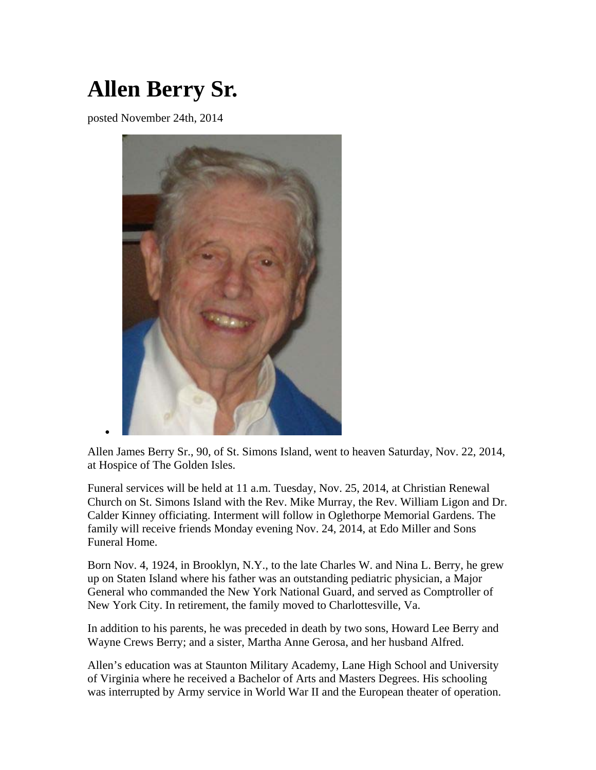# Allen Berry Sr.

posted November 24th, 2014

Allen James Berry Sr., 90, of St. Simons Island, went to heaven Saturday, Nov. 22, 2014, at Hospice of The Golden Isles.

Funeral services will be held at 11 a.m. Tuesday, Nov. 25, 2014, at Christian Renewal Church on St. Simons Island with the Rev. Mike Murray, the Rev. William Ligon and Dr. Calder Kinney officiating. Interment will follow in Oglethorpe Memorial Gardens. The family will receive friends Monday evening Nov. 24, 2014, at Edo Miller and Sons Funeral Home.

Born Nov. 4, 1924, in Brooklyn, N.Y., to the late Charles W. and Nina L. Berry, he grew up on Staten Island where his father was an outstanding pediatric physician, a Major General who commanded the New York National Guard, and served as Comptroller of New York City. In retirement, the family moved to Charlottesville, Va.

In addition to his parents, he was preceded in death by two sons, Howard Lee Berry and Wayne Crews Berry; and a sister, Martha Anne Gerosa, and her husband Alfred.

Allen's education was at Staunton Military Academy, Lane High School and University of Virginia where he received a Bachelor of Arts and Masters Degrees. His schooling was interrupted by Army service in World War II and the European theater of operation.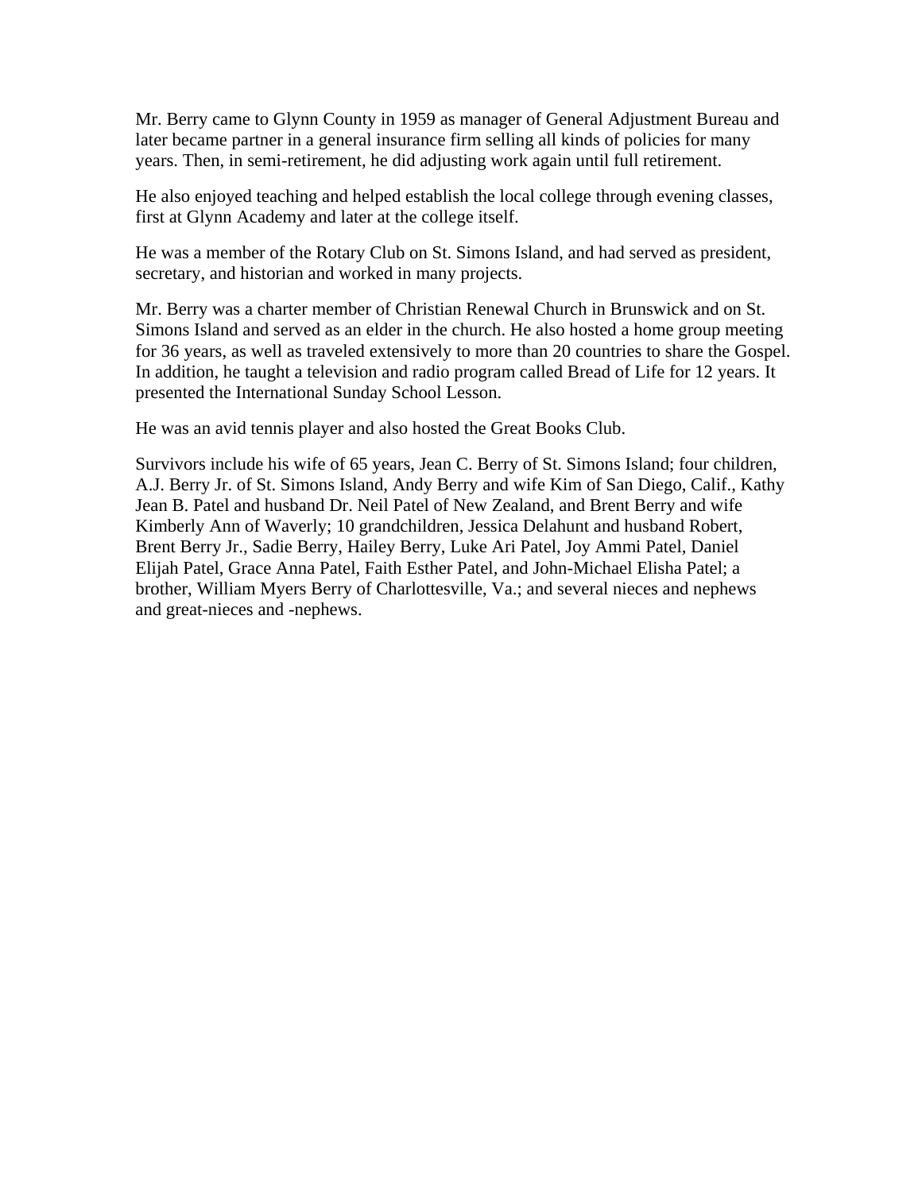Mr. Berry came to Glynn County in 1959 as manager of General Adjustment Bureau and later became partner in a general insurance firm selling all kinds of policies for many years. Then, in semi-retirement, he did adjusting work again until full retirement.

He also enjoyed teaching and helped establish the local college through evening classes, first at Glynn Academy and later at the college itself.

He was a member of the Rotary Club on St. Simons Island, and had served as president, secretary, and historian and worked in many projects.

Mr. Berry was a charter member of Christian Renewal Church in Brunswick and on St. Simons Island and served as an elder in the church. He also hosted a home group meeting for 36 years, as well as traveled extensively to more than 20 countries to share the Gospel. In addition, he taught a television and radio program called Bread of Life for 12 years. It presented the International Sunday School Lesson.

He was an avid tennis player and also hosted the Great Books Club.

Survivors include his wife of 65 years, Jean C. Berry of St. Simons Island; four children, A.J. Berry Jr. of St. Simons Island, Andy Berry and wife Kim of San Diego, Calif., Kathy Jean B. Patel and husband Dr. Neil Patel of New Zealand, and Brent Berry and wife Kimberly Ann of Waverly; 10 grandchildren, Jessica Delahunt and husband Robert, Brent Berry Jr., Sadie Berry, Hailey Berry, Luke Ari Patel, Joy Ammi Patel, Daniel Elijah Patel, Grace Anna Patel, Faith Esther Patel, and John-Michael Elisha Patel; a brother, William Myers Berry of Charlottesville, Va.; and several nieces and nephews and great-nieces and -nephews.